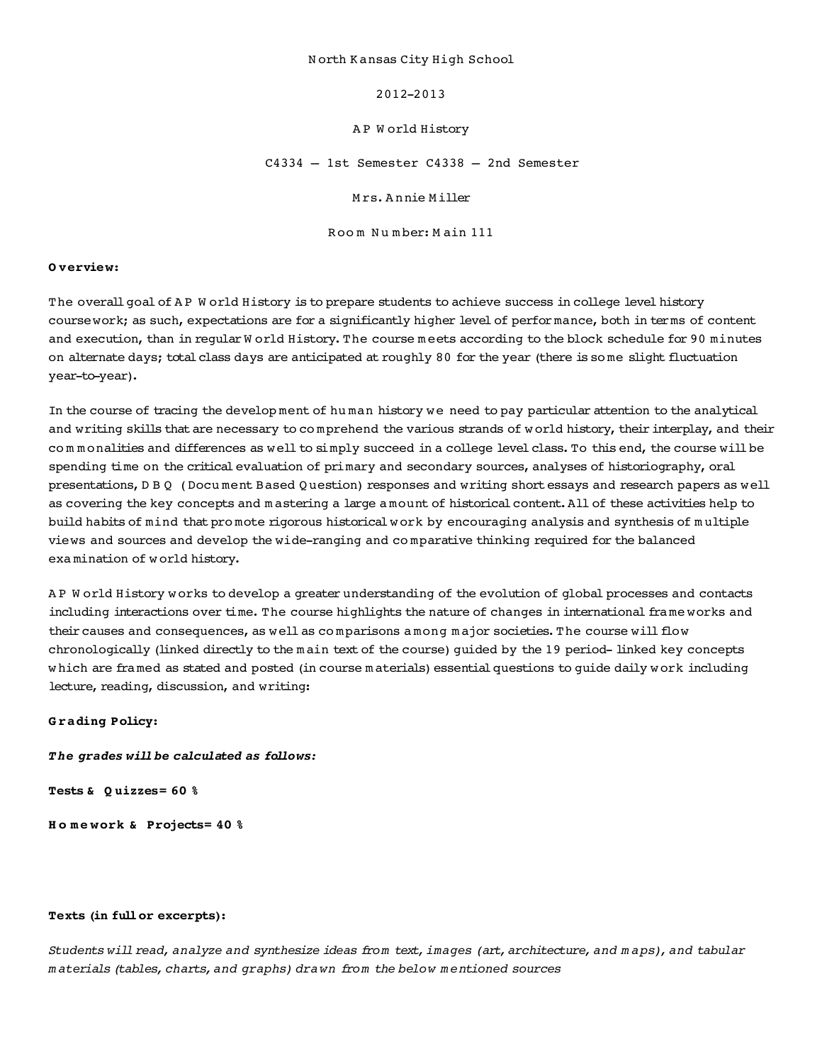North Kansas City High School

2012-2013

AP World History

C4334 – 1st Semester C4338 – 2nd Semester

Mrs. Annie Miller

Room Number: Main 111

**Overview:**

The overall goal of AP World History is to prepare students to achieve success in college level history coursework; as such, expectations are for a significantly higher level of performance, both in terms of content and execution, than in regular World History. The course meets according to the block schedule for 90 minutes on alternate days; total class days are anticipated at roughly 80 for the year (there is some slight fluctuation year-to-year).

In the course of tracing the development of human history we need to pay particular attention to the analytical and writing skills that are necessary to comprehend the various strands of world history, their interplay, and their commonalities and differences as well to simply succeed in a college level class. To this end, the course will be spending time on the critical evaluation of primary and secondary sources, analyses of historiography, oral presentations, DBQ (Document Based Question) responses and writing short essays and research papers as well as covering the key concepts and mastering a large amount of historical content. All of these activities help to build habits of mind that promote rigorous historical work by encouraging analysis and synthesis of multiple views and sources and develop the wide-ranging and comparative thinking required for the balanced examination of world history.

AP World History works to develop a greater understanding of the evolution of global processes and contacts including interactions over time. The course highlights the nature of changes in international frameworks and their causes and consequences, as well as comparisons among major societies. The course will flow chronologically (linked directly to the main text of the course) guided by the 19 period- linked key concepts which are framed as stated and posted (in course materials) essential questions to guide daily work including lecture, reading, discussion, and writing:

**Grading Policy:**

***The grades will be calculated as follows:***

**Tests & Quizzes= 60 %**

**Homework & Projects= 40 %**

**Texts (in full or excerpts):**

*Students will read, analyze and synthesize ideas from text, images (art, architecture, and maps), and tabular materials (tables, charts, and graphs) drawn from the below mentioned sources*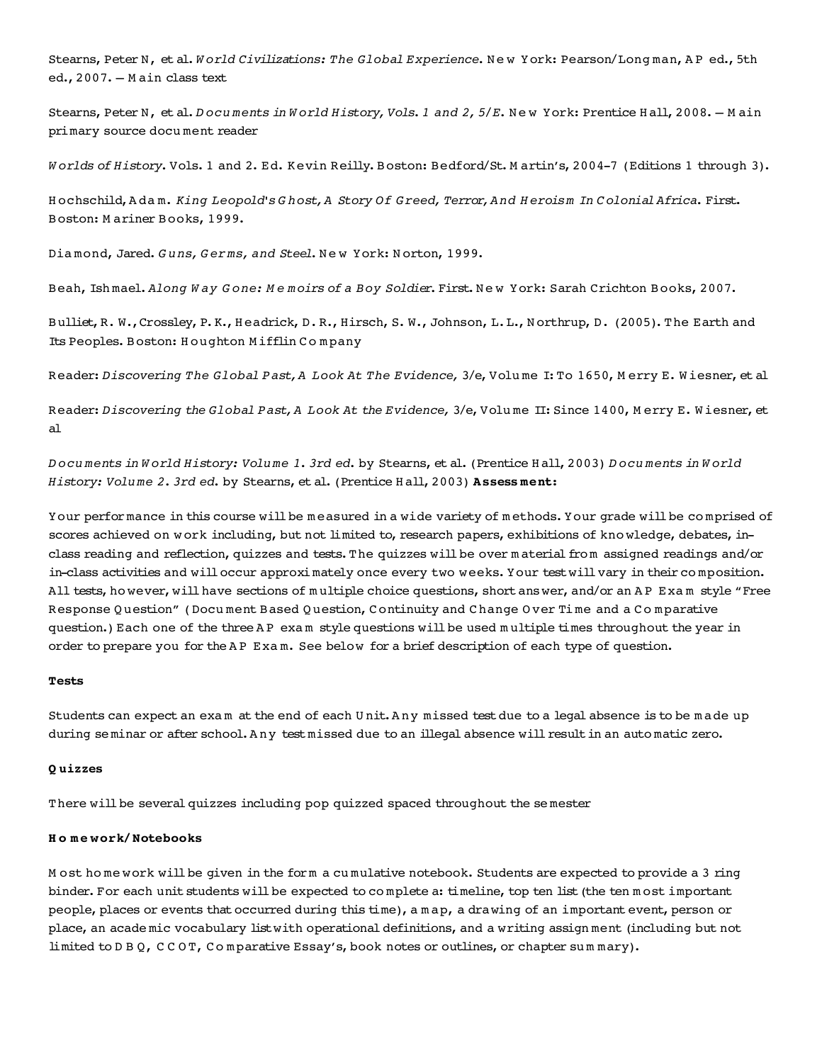Stearns, Peter N, et al. *World Civilizations: The Global Experience*. New York: Pearson/Longman, AP ed., 5th ed., 2007. – Main class text

Stearns, Peter N, et al. *Documents in World History, Vols. 1 and 2, 5/E*. New York: Prentice Hall, 2008. – Main primary source document reader

*Worlds of History*. Vols. 1 and 2. Ed. Kevin Reilly. Boston: Bedford/St. Martin's, 2004-7 (Editions 1 through 3).

Hochschild, Adam. *King Leopold's Ghost, A Story Of Greed, Terror, And Heroism In Colonial Africa*. First. Boston: Mariner Books, 1999.

Diamond, Jared. *Guns, Germs, and Steel*. New York: Norton, 1999.

Beah, Ishmael. *Along Way Gone: Memoirs of a Boy Soldier*. First. New York: Sarah Crichton Books, 2007.

Bulliet, R. W., Crossley, P. K., Headrick, D. R., Hirsch, S. W., Johnson, L. L., Northrup, D. (2005). The Earth and Its Peoples. Boston: Houghton Mifflin Company

Reader: *Discovering The Global Past, A Look At The Evidence,* 3/e, Volume I: To 1650, Merry E. Wiesner, et al

Reader: *Discovering the Global Past, A Look At the Evidence,* 3/e, Volume II: Since 1400, Merry E. Wiesner, et al

*Documents in World History: Volume 1. 3rd ed.* by Stearns, et al. (Prentice Hall, 2003) *Documents in World History: Volume 2. 3rd ed.* by Stearns, et al. (Prentice Hall, 2003) **Assessment:**

Your performance in this course will be measured in a wide variety of methods. Your grade will be comprised of scores achieved on work including, but not limited to, research papers, exhibitions of knowledge, debates, in-class reading and reflection, quizzes and tests. The quizzes will be over material from assigned readings and/or in-class activities and will occur approximately once every two weeks. Your test will vary in their composition. All tests, however, will have sections of multiple choice questions, short answer, and/or an AP Exam style "Free Response Question" (Document Based Question, Continuity and Change Over Time and a Comparative question.) Each one of the three AP exam style questions will be used multiple times throughout the year in order to prepare you for the AP Exam. See below for a brief description of each type of question.

**Tests**

Students can expect an exam at the end of each Unit. Any missed test due to a legal absence is to be made up during seminar or after school. Any test missed due to an illegal absence will result in an automatic zero.

**Quizzes**

There will be several quizzes including pop quizzed spaced throughout the semester

**Homework/Notebooks**

Most homework will be given in the form a cumulative notebook. Students are expected to provide a 3 ring binder. For each unit students will be expected to complete a: timeline, top ten list (the ten most important people, places or events that occurred during this time), a map, a drawing of an important event, person or place, an academic vocabulary list with operational definitions, and a writing assignment (including but not limited to DBQ, CCOT, Comparative Essay's, book notes or outlines, or chapter summary).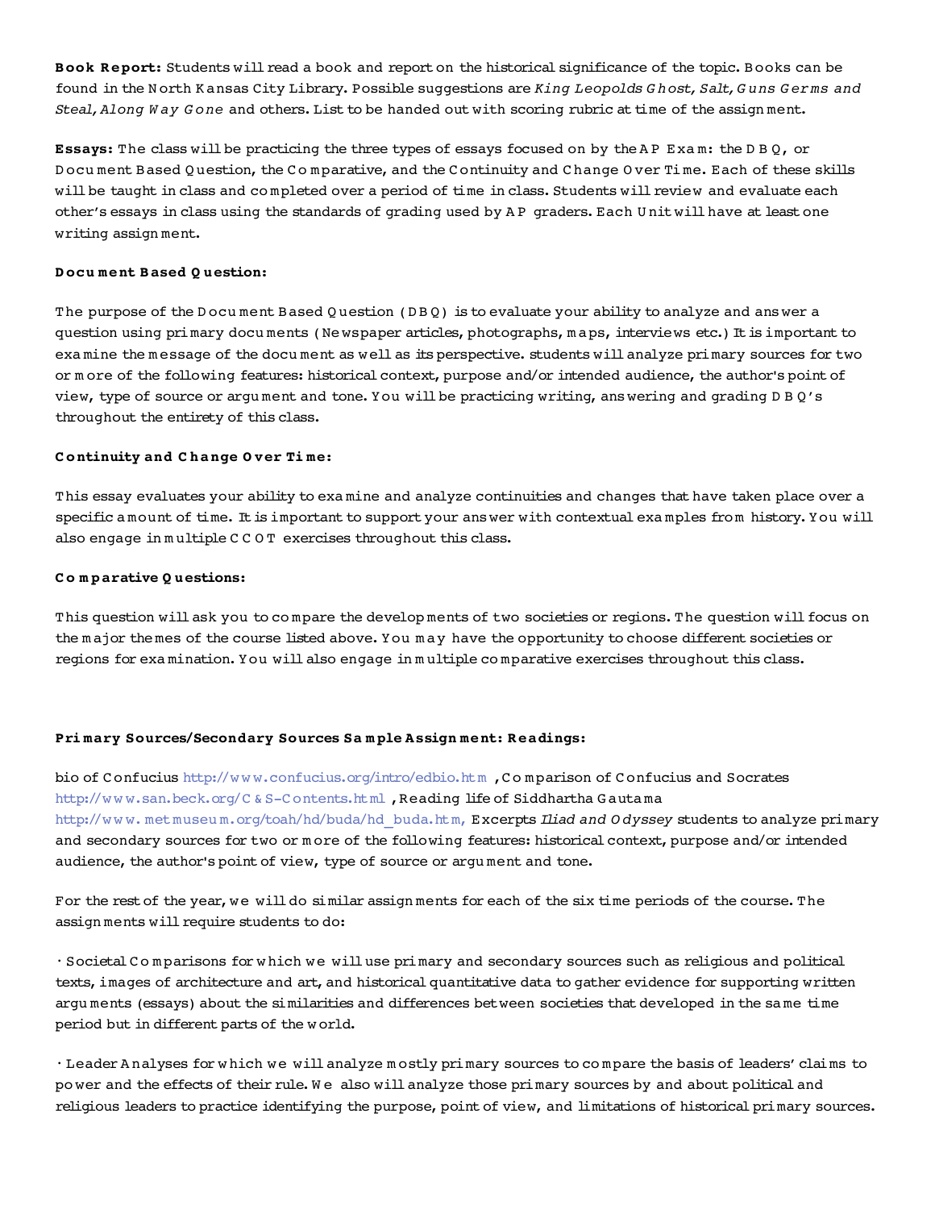**Book Report:** Students will read a book and report on the historical significance of the topic. Books can be found in the North Kansas City Library. Possible suggestions are *King Leopolds Ghost, Salt, Guns Germs and Steal, Along Way Gone* and others. List to be handed out with scoring rubric at time of the assignment.

**Essays:** The class will be practicing the three types of essays focused on by the AP Exam: the DBQ, or Document Based Question, the Comparative, and the Continuity and Change Over Time. Each of these skills will be taught in class and completed over a period of time in class. Students will review and evaluate each other's essays in class using the standards of grading used by AP graders. Each Unit will have at least one writing assignment.

**Document Based Question:**

The purpose of the Document Based Question (DBQ) is to evaluate your ability to analyze and answer a question using primary documents (Newspaper articles, photographs, maps, interviews etc.) It is important to examine the message of the document as well as its perspective. students will analyze primary sources for two or more of the following features: historical context, purpose and/or intended audience, the author's point of view, type of source or argument and tone. You will be practicing writing, answering and grading DBQ's throughout the entirety of this class.

**Continuity and Change Over Time:**

This essay evaluates your ability to examine and analyze continuities and changes that have taken place over a specific amount of time. It is important to support your answer with contextual examples from history. You will also engage in multiple CCOT exercises throughout this class.

**Comparative Questions:**

This question will ask you to compare the developments of two societies or regions. The question will focus on the major themes of the course listed above. You may have the opportunity to choose different societies or regions for examination. You will also engage in multiple comparative exercises throughout this class.

**Primary Sources/Secondary Sources Sample Assignment: Readings:**

bio of Confucius http://www.confucius.org/intro/edbio.htm , Comparison of Confucius and Socrates http://www.san.beck.org/C&S-Contents.html , Reading life of Siddhartha Gautama http://www.metmuseum.org/toah/hd/buda/hd_buda.htm, Excerpts *Iliad and Odyssey* students to analyze primary and secondary sources for two or more of the following features: historical context, purpose and/or intended audience, the author's point of view, type of source or argument and tone.

For the rest of the year, we will do similar assignments for each of the six time periods of the course. The assignments will require students to do:

· Societal Comparisons for which we will use primary and secondary sources such as religious and political texts, images of architecture and art, and historical quantitative data to gather evidence for supporting written arguments (essays) about the similarities and differences between societies that developed in the same time period but in different parts of the world.

· Leader Analyses for which we will analyze mostly primary sources to compare the basis of leaders' claims to power and the effects of their rule. We also will analyze those primary sources by and about political and religious leaders to practice identifying the purpose, point of view, and limitations of historical primary sources.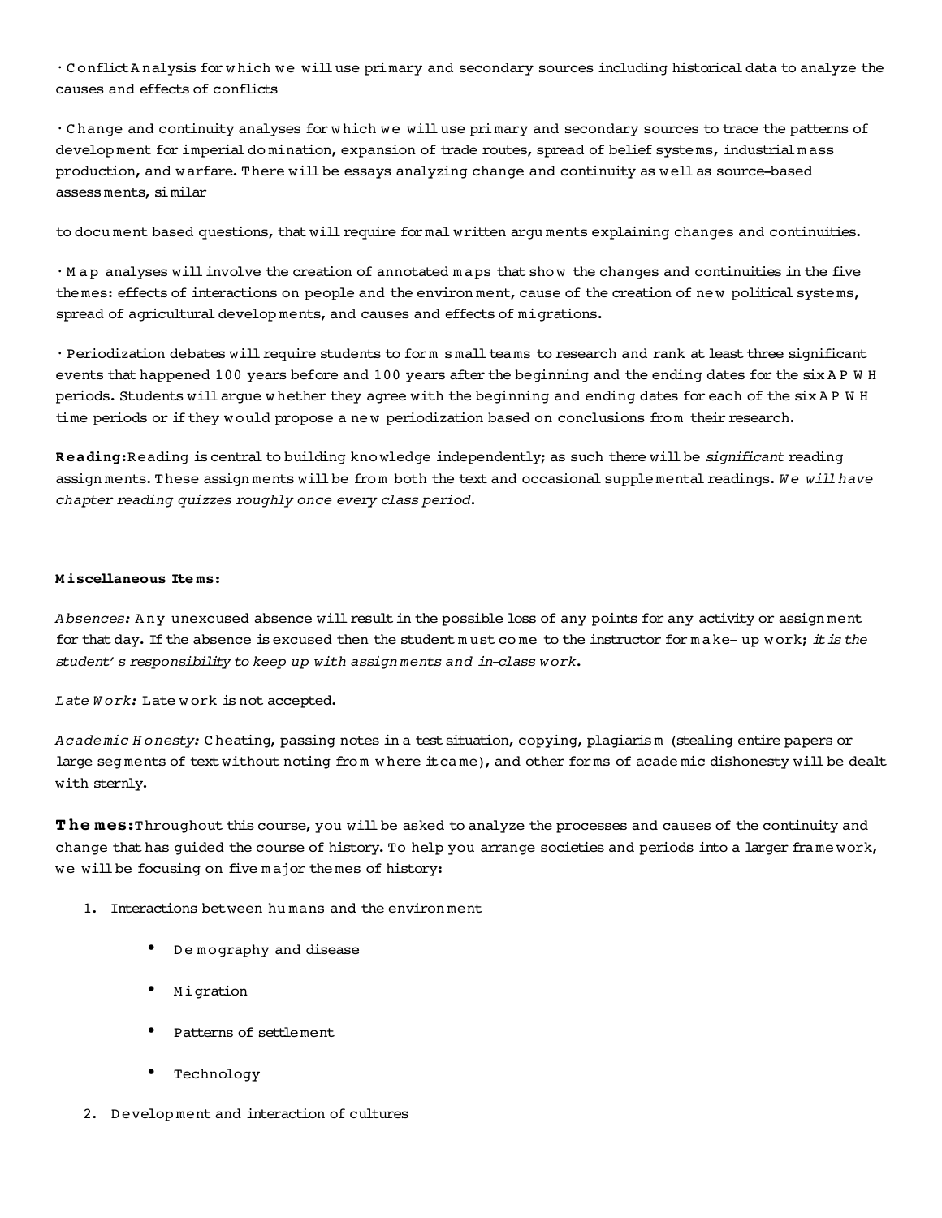· Conflict Analysis for which we will use primary and secondary sources including historical data to analyze the causes and effects of conflicts

· Change and continuity analyses for which we will use primary and secondary sources to trace the patterns of development for imperial domination, expansion of trade routes, spread of belief systems, industrial mass production, and warfare. There will be essays analyzing change and continuity as well as source-based assessments, similar

to document based questions, that will require formal written arguments explaining changes and continuities.

· Map analyses will involve the creation of annotated maps that show the changes and continuities in the five themes: effects of interactions on people and the environment, cause of the creation of new political systems, spread of agricultural developments, and causes and effects of migrations.

· Periodization debates will require students to form small teams to research and rank at least three significant events that happened 100 years before and 100 years after the beginning and the ending dates for the six AP WH periods. Students will argue whether they agree with the beginning and ending dates for each of the six AP WH time periods or if they would propose a new periodization based on conclusions from their research.

**Reading:** Reading is central to building knowledge independently; as such there will be *significant* reading assignments. These assignments will be from both the text and occasional supplemental readings. *We will have chapter reading quizzes roughly once every class period.*

**Miscellaneous Items:**

*Absences:* Any unexcused absence will result in the possible loss of any points for any activity or assignment for that day. If the absence is excused then the student must come to the instructor for make- up work; *it is the student's responsibility to keep up with assignments and in-class work.*

*Late Work:* Late work is not accepted.

*Academic Honesty:* Cheating, passing notes in a test situation, copying, plagiarism (stealing entire papers or large segments of text without noting from where it came), and other forms of academic dishonesty will be dealt with sternly.

**Themes:** Throughout this course, you will be asked to analyze the processes and causes of the continuity and change that has guided the course of history. To help you arrange societies and periods into a larger framework, we will be focusing on five major themes of history:

1. Interactions between humans and the environment
   - Demography and disease
   - Migration
   - Patterns of settlement
   - Technology
2. Development and interaction of cultures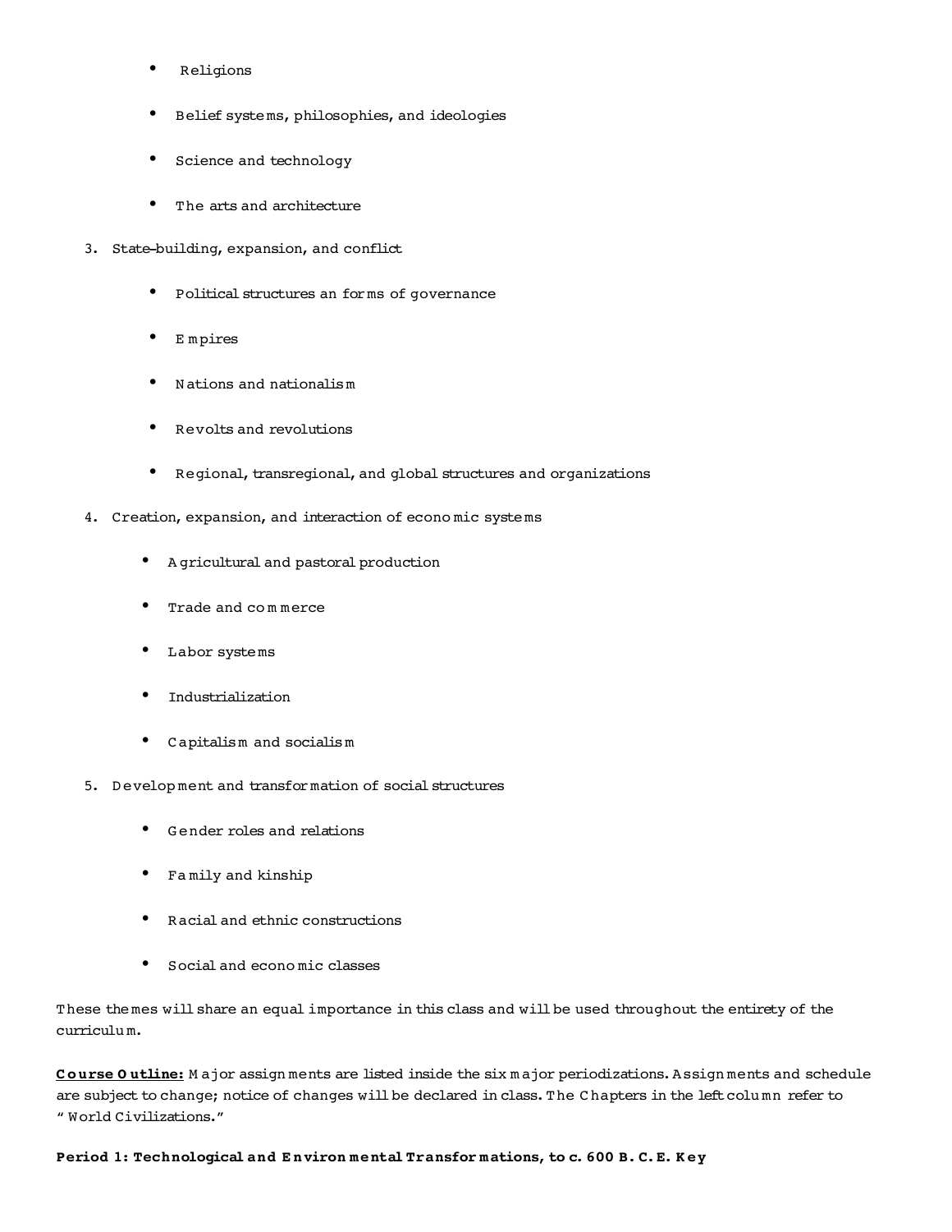- Religions
- Belief systems, philosophies, and ideologies
- Science and technology
- The arts and architecture

3. State-building, expansion, and conflict
   - Political structures an forms of governance
   - Empires
   - Nations and nationalism
   - Revolts and revolutions
   - Regional, transregional, and global structures and organizations

4. Creation, expansion, and interaction of economic systems
   - Agricultural and pastoral production
   - Trade and commerce
   - Labor systems
   - Industrialization
   - Capitalism and socialism

5. Development and transformation of social structures
   - Gender roles and relations
   - Family and kinship
   - Racial and ethnic constructions
   - Social and economic classes

These themes will share an equal importance in this class and will be used throughout the entirety of the curriculum.

**Course Outline:** Major assignments are listed inside the six major periodizations. Assignments and schedule are subject to change; notice of changes will be declared in class. The Chapters in the left column refer to "World Civilizations."

**Period 1: Technological and Environmental Transformations, to c. 600 B.C.E. Key**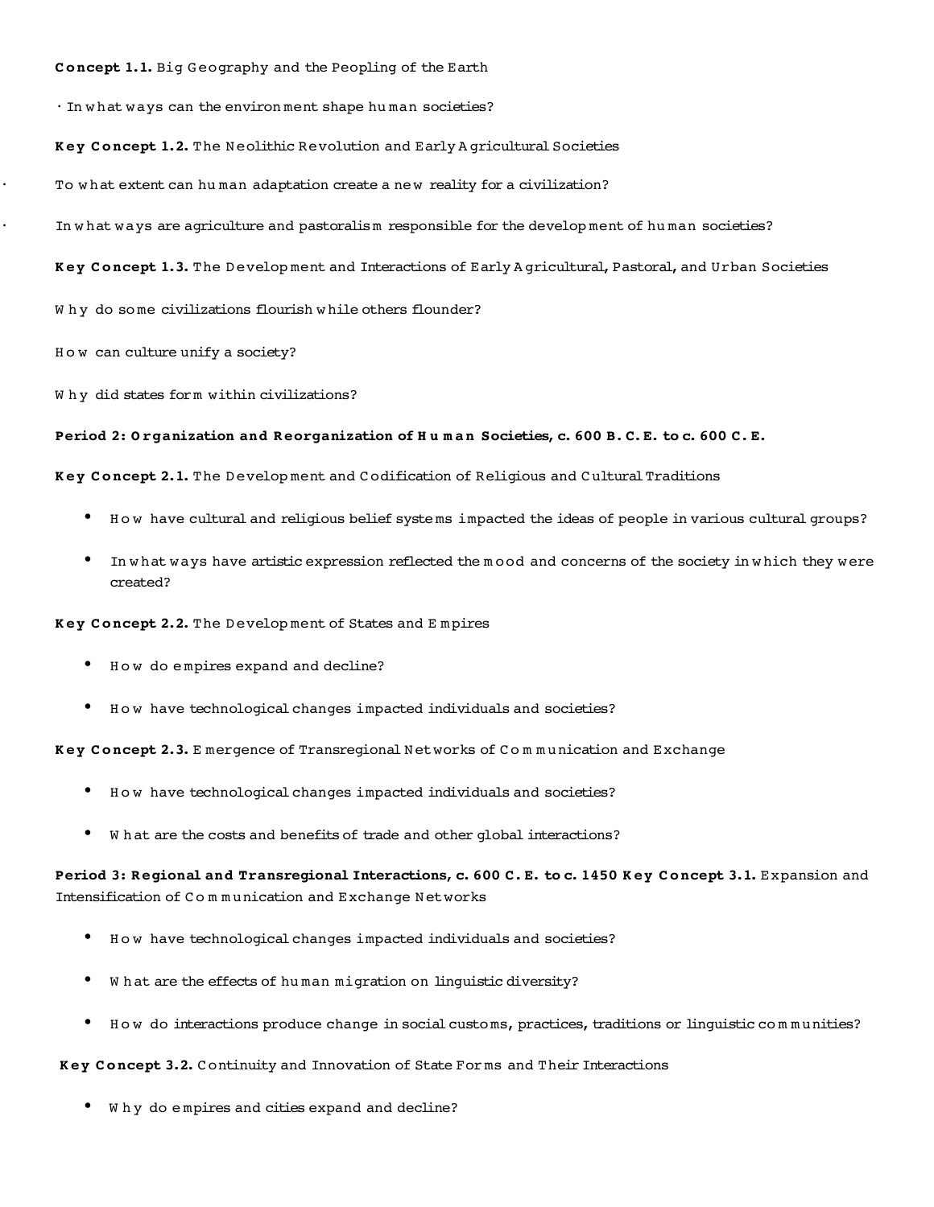**Concept 1.1.** Big Geography and the Peopling of the Earth

· In what ways can the environment shape human societies?

**Key Concept 1.2.** The Neolithic Revolution and Early Agricultural Societies

- To what extent can human adaptation create a new reality for a civilization?
- In what ways are agriculture and pastoralism responsible for the development of human societies?

**Key Concept 1.3.** The Development and Interactions of Early Agricultural, Pastoral, and Urban Societies

Why do some civilizations flourish while others flounder?

How can culture unify a society?

Why did states form within civilizations?

**Period 2: Organization and Reorganization of Human Societies, c. 600 B.C.E. to c. 600 C.E.**

**Key Concept 2.1.** The Development and Codification of Religious and Cultural Traditions

- How have cultural and religious belief systems impacted the ideas of people in various cultural groups?
- In what ways have artistic expression reflected the mood and concerns of the society in which they were created?

**Key Concept 2.2.** The Development of States and Empires

- How do empires expand and decline?
- How have technological changes impacted individuals and societies?

**Key Concept 2.3.** Emergence of Transregional Networks of Communication and Exchange

- How have technological changes impacted individuals and societies?
- What are the costs and benefits of trade and other global interactions?

**Period 3: Regional and Transregional Interactions, c. 600 C.E. to c. 1450 Key Concept 3.1.** Expansion and Intensification of Communication and Exchange Networks

- How have technological changes impacted individuals and societies?
- What are the effects of human migration on linguistic diversity?
- How do interactions produce change in social customs, practices, traditions or linguistic communities?

**Key Concept 3.2.** Continuity and Innovation of State Forms and Their Interactions

- Why do empires and cities expand and decline?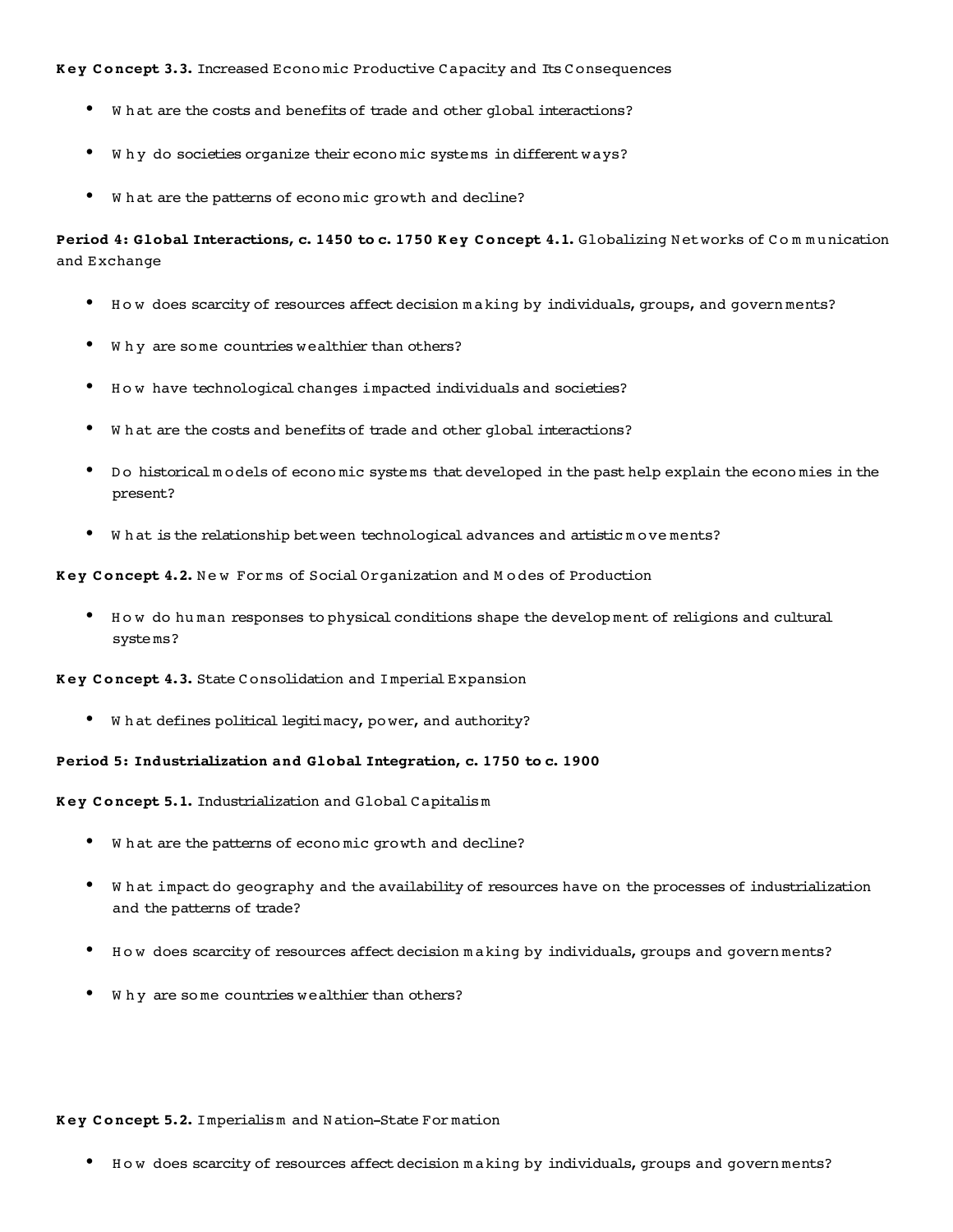**Key Concept 3.3.** Increased Economic Productive Capacity and Its Consequences

- What are the costs and benefits of trade and other global interactions?
- Why do societies organize their economic systems in different ways?
- What are the patterns of economic growth and decline?

**Period 4: Global Interactions, c. 1450 to c. 1750 Key Concept 4.1.** Globalizing Networks of Communication and Exchange

- How does scarcity of resources affect decision making by individuals, groups, and governments?
- Why are some countries wealthier than others?
- How have technological changes impacted individuals and societies?
- What are the costs and benefits of trade and other global interactions?
- Do historical models of economic systems that developed in the past help explain the economies in the present?
- What is the relationship between technological advances and artistic movements?

**Key Concept 4.2.** New Forms of Social Organization and Modes of Production

- How do human responses to physical conditions shape the development of religions and cultural systems?

**Key Concept 4.3.** State Consolidation and Imperial Expansion

- What defines political legitimacy, power, and authority?

**Period 5: Industrialization and Global Integration, c. 1750 to c. 1900**

**Key Concept 5.1.** Industrialization and Global Capitalism

- What are the patterns of economic growth and decline?
- What impact do geography and the availability of resources have on the processes of industrialization and the patterns of trade?
- How does scarcity of resources affect decision making by individuals, groups and governments?
- Why are some countries wealthier than others?

**Key Concept 5.2.** Imperialism and Nation-State Formation

- How does scarcity of resources affect decision making by individuals, groups and governments?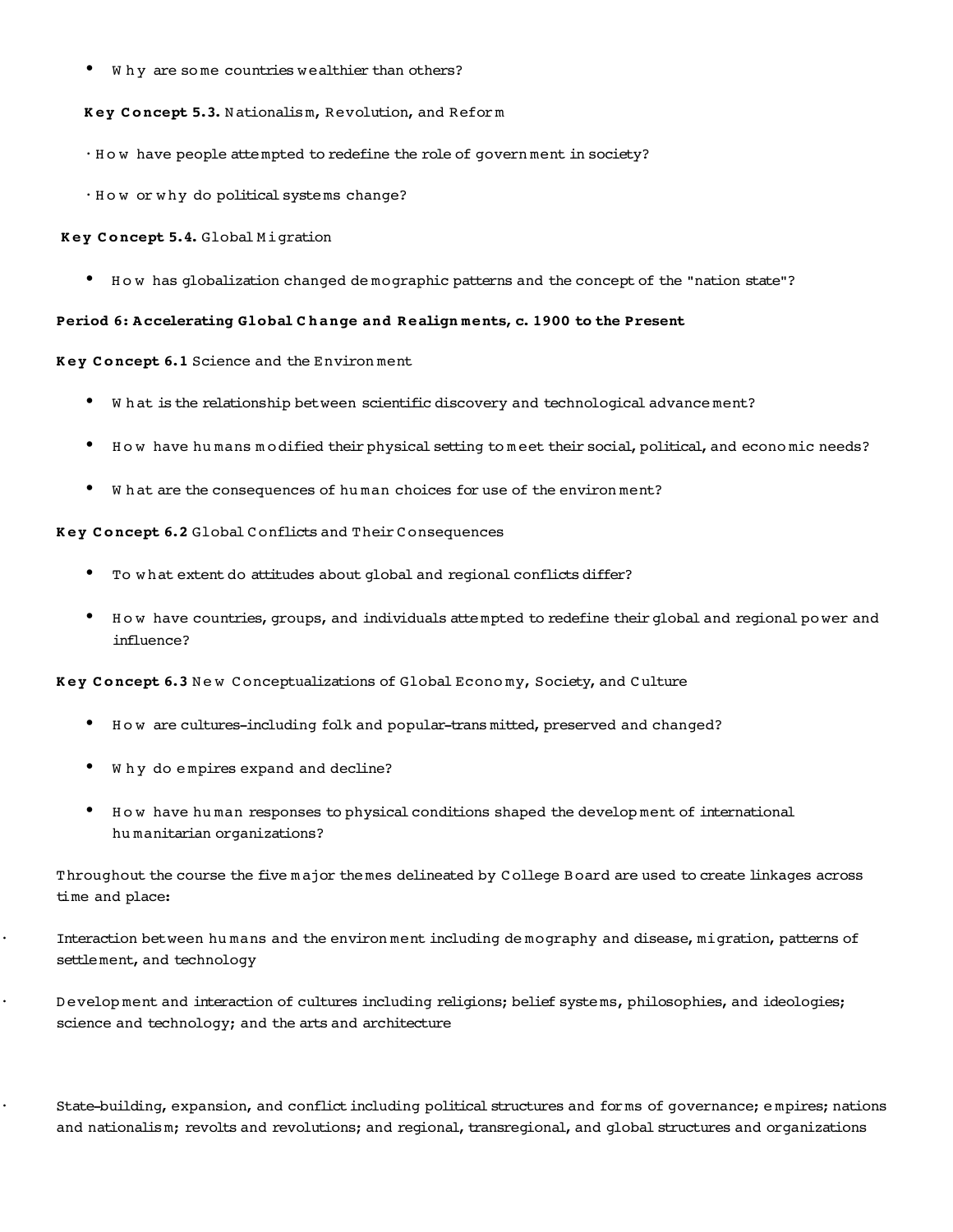- Why are some countries wealthier than others?

**Key Concept 5.3.** Nationalism, Revolution, and Reform

· How have people attempted to redefine the role of government in society?

· How or why do political systems change?

**Key Concept 5.4.** Global Migration

- How has globalization changed demographic patterns and the concept of the "nation state"?

**Period 6: Accelerating Global Change and Realignments, c. 1900 to the Present**

**Key Concept 6.1** Science and the Environment

- What is the relationship between scientific discovery and technological advancement?
- How have humans modified their physical setting to meet their social, political, and economic needs?
- What are the consequences of human choices for use of the environment?

**Key Concept 6.2** Global Conflicts and Their Consequences

- To what extent do attitudes about global and regional conflicts differ?
- How have countries, groups, and individuals attempted to redefine their global and regional power and influence?

**Key Concept 6.3** New Conceptualizations of Global Economy, Society, and Culture

- How are cultures-including folk and popular-transmitted, preserved and changed?
- Why do empires expand and decline?
- How have human responses to physical conditions shaped the development of international humanitarian organizations?

Throughout the course the five major themes delineated by College Board are used to create linkages across time and place:

· Interaction between humans and the environment including demography and disease, migration, patterns of settlement, and technology

· Development and interaction of cultures including religions; belief systems, philosophies, and ideologies; science and technology; and the arts and architecture

· State-building, expansion, and conflict including political structures and forms of governance; empires; nations and nationalism; revolts and revolutions; and regional, transregional, and global structures and organizations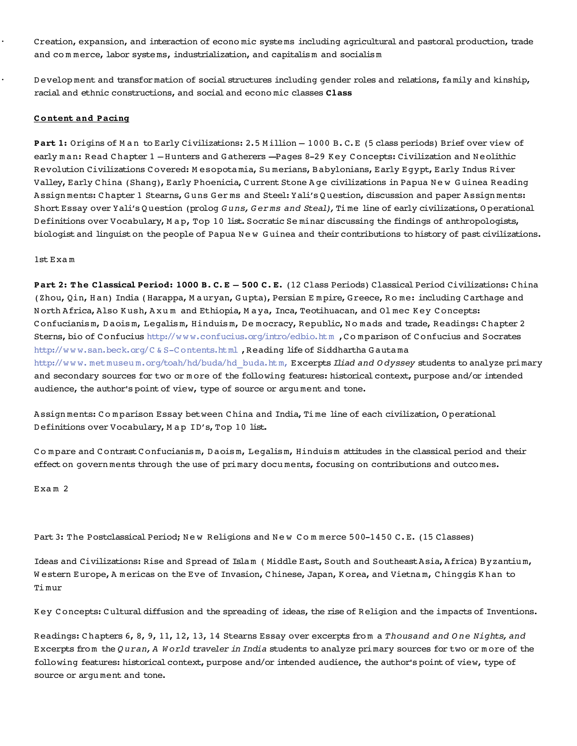- Creation, expansion, and interaction of economic systems including agricultural and pastoral production, trade and commerce, labor systems, industrialization, and capitalism and socialism

- Development and transformation of social structures including gender roles and relations, family and kinship, racial and ethnic constructions, and social and economic classes **Class**

**Content and Pacing**

**Part 1:** Origins of Man to Early Civilizations: 2.5 Million – 1000 B.C.E (5 class periods) Brief over view of early man: Read Chapter 1 – Hunters and Gatherers –Pages 8-29 Key Concepts: Civilization and Neolithic Revolution Civilizations Covered: Mesopotamia, Sumerians, Babylonians, Early Egypt, Early Indus River Valley, Early China (Shang), Early Phoenicia, Current Stone Age civilizations in Papua New Guinea Reading Assignments: Chapter 1 Stearns, Guns Germs and Steel: Yali's Question, discussion and paper Assignments: Short Essay over Yali's Question (prolog *Guns, Germs and Steal),* Time line of early civilizations, Operational Definitions over Vocabulary, Map, Top 10 list. Socratic Seminar discussing the findings of anthropologists, biologist and linguist on the people of Papua New Guinea and their contributions to history of past civilizations.

1st Exam

**Part 2: The Classical Period: 1000 B.C.E – 500 C.E.** (12 Class Periods) Classical Period Civilizations: China (Zhou, Qin, Han) India (Harappa, Mauryan, Gupta), Persian Empire, Greece, Rome: including Carthage and North Africa, Also Kush, Axum and Ethiopia, Maya, Inca, Teotihuacan, and Olmec Key Concepts: Confucianism, Daoism, Legalism, Hinduism, Democracy, Republic, Nomads and trade, Readings: Chapter 2 Sterns, bio of Confucius http://www.confucius.org/intro/edbio.htm , Comparison of Confucius and Socrates http://www.san.beck.org/C&S-Contents.html , Reading life of Siddhartha Gautama http://www.metmuseum.org/toah/hd/buda/hd_buda.htm, Excerpts *Iliad and Odyssey* students to analyze primary and secondary sources for two or more of the following features: historical context, purpose and/or intended audience, the author's point of view, type of source or argument and tone.

Assignments: Comparison Essay between China and India, Time line of each civilization, Operational Definitions over Vocabulary, Map ID's, Top 10 list.

Compare and Contrast Confucianism, Daoism, Legalism, Hinduism attitudes in the classical period and their effect on governments through the use of primary documents, focusing on contributions and outcomes.

Exam 2

Part 3: The Postclassical Period; New Religions and New Commerce 500-1450 C.E. (15 Classes)

Ideas and Civilizations: Rise and Spread of Islam (Middle East, South and Southeast Asia, Africa) Byzantium, Western Europe, Americas on the Eve of Invasion, Chinese, Japan, Korea, and Vietnam, Chinggis Khan to Timur

Key Concepts: Cultural diffusion and the spreading of ideas, the rise of Religion and the impacts of Inventions.

Readings: Chapters 6, 8, 9, 11, 12, 13, 14 Stearns Essay over excerpts from a *Thousand and One Nights, and* Excerpts from the *Quran, A World traveler in India* students to analyze primary sources for two or more of the following features: historical context, purpose and/or intended audience, the author's point of view, type of source or argument and tone.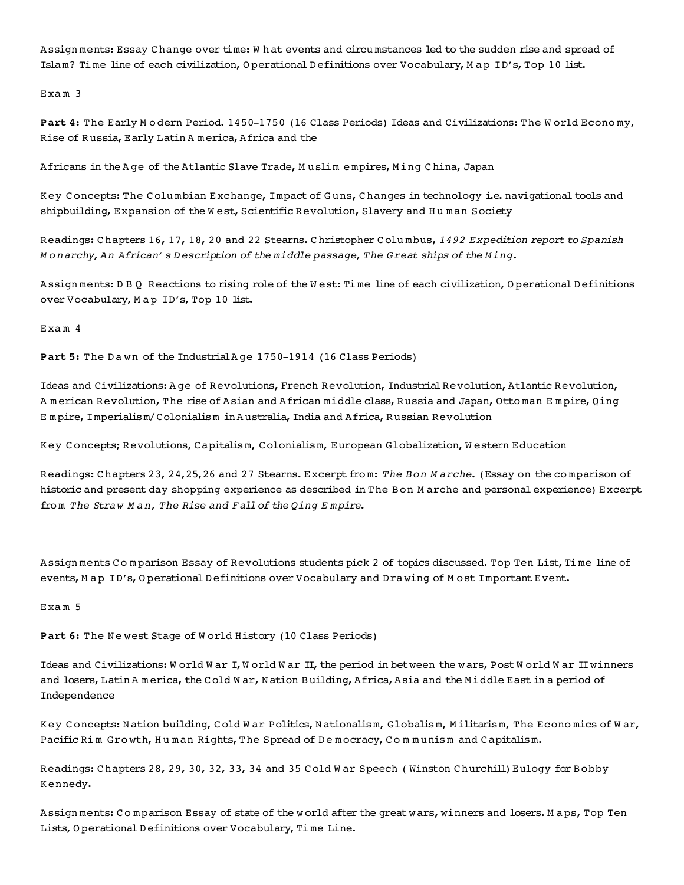Assignments: Essay Change over time: What events and circumstances led to the sudden rise and spread of Islam? Time line of each civilization, Operational Definitions over Vocabulary, Map ID's, Top 10 list.

Exam 3

**Part 4:** The Early Modern Period. 1450-1750 (16 Class Periods) Ideas and Civilizations: The World Economy, Rise of Russia, Early Latin America, Africa and the

Africans in the Age of the Atlantic Slave Trade, Muslim empires, Ming China, Japan

Key Concepts: The Columbian Exchange, Impact of Guns, Changes in technology i.e. navigational tools and shipbuilding, Expansion of the West, Scientific Revolution, Slavery and Human Society

Readings: Chapters 16, 17, 18, 20 and 22 Stearns. Christopher Columbus, *1492 Expedition report to Spanish Monarchy, An African's Description of the middle passage, The Great ships of the Ming*.

Assignments: DBQ Reactions to rising role of the West: Time line of each civilization, Operational Definitions over Vocabulary, Map ID's, Top 10 list.

Exam 4

**Part 5:** The Dawn of the Industrial Age 1750-1914 (16 Class Periods)

Ideas and Civilizations: Age of Revolutions, French Revolution, Industrial Revolution, Atlantic Revolution, American Revolution, The rise of Asian and African middle class, Russia and Japan, Ottoman Empire, Qing Empire, Imperialism/Colonialism in Australia, India and Africa, Russian Revolution

Key Concepts; Revolutions, Capitalism, Colonialism, European Globalization, Western Education

Readings: Chapters 23, 24,25,26 and 27 Stearns. Excerpt from: *The Bon Marche*. (Essay on the comparison of historic and present day shopping experience as described in The Bon Marche and personal experience) Excerpt from *The Straw Man, The Rise and Fall of the Qing Empire*.

Assignments Comparison Essay of Revolutions students pick 2 of topics discussed. Top Ten List, Time line of events, Map ID's, Operational Definitions over Vocabulary and Drawing of Most Important Event.

Exam 5

**Part 6:** The Newest Stage of World History (10 Class Periods)

Ideas and Civilizations: World War I, World War II, the period in between the wars, Post World War II winners and losers, Latin America, the Cold War, Nation Building, Africa, Asia and the Middle East in a period of Independence

Key Concepts: Nation building, Cold War Politics, Nationalism, Globalism, Militarism, The Economics of War, Pacific Rim Growth, Human Rights, The Spread of Democracy, Communism and Capitalism.

Readings: Chapters 28, 29, 30, 32, 33, 34 and 35 Cold War Speech ( Winston Churchill) Eulogy for Bobby Kennedy.

Assignments: Comparison Essay of state of the world after the great wars, winners and losers. Maps, Top Ten Lists, Operational Definitions over Vocabulary, Time Line.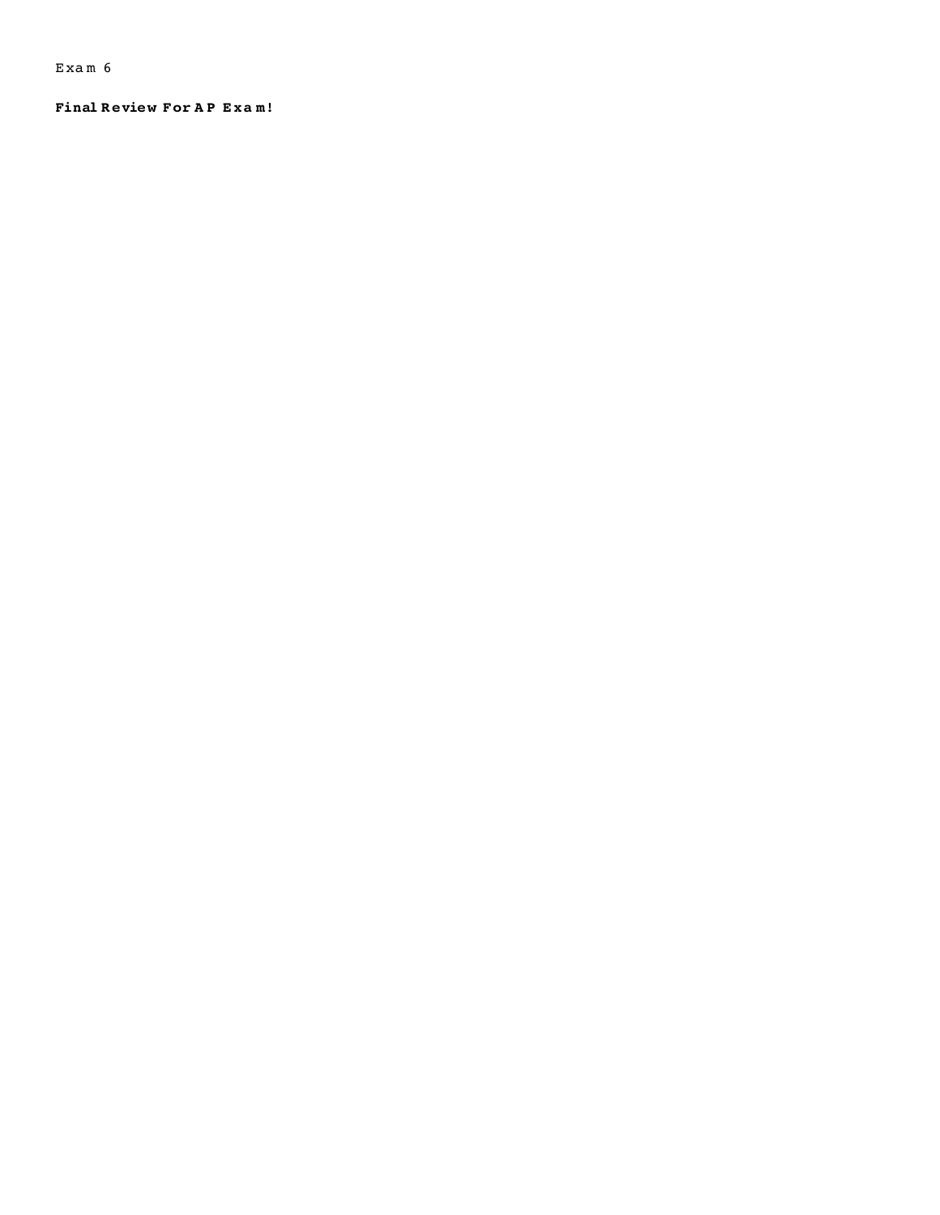Exam 6

**Final Review For AP Exam!**